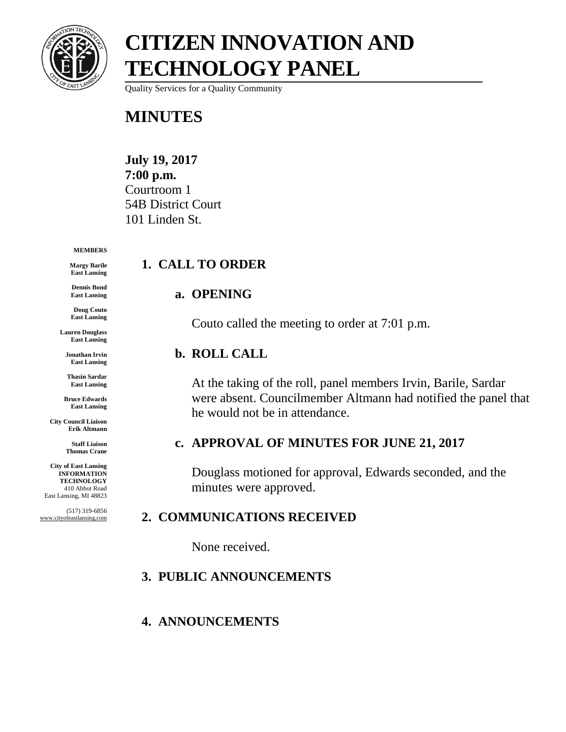# CITIZEN INNOVATION AND TECHNOLOGY PANEL

Quality Services for a Quality Community

# MINUTES

**July 19, 2017**
**7:00 p.m.**
Courtroom 1
54B District Court
101 Linden St.

**MEMBERS**

**Margy Barile**
**East Lansing**

**Dennis Bond**
**East Lansing**

**Doug Couto**
**East Lansing**

**Lauren Douglass**
**East Lansing**

**Jonathan Irvin**
**East Lansing**

**Thasin Sardar**
**East Lansing**

**Bruce Edwards**
**East Lansing**

**City Council Liaison**
**Erik Altmann**

**Staff Liaison**
**Thomas Crane**

**City of East Lansing**
**INFORMATION TECHNOLOGY**
410 Abbot Road
East Lansing, MI 48823

(517) 319-6856
www.cityofeastlansing.com

## 1. CALL TO ORDER

### a. OPENING

Couto called the meeting to order at 7:01 p.m.

### b. ROLL CALL

At the taking of the roll, panel members Irvin, Barile, Sardar were absent. Councilmember Altmann had notified the panel that he would not be in attendance.

### c. APPROVAL OF MINUTES FOR JUNE 21, 2017

Douglass motioned for approval, Edwards seconded, and the minutes were approved.

## 2. COMMUNICATIONS RECEIVED

None received.

## 3. PUBLIC ANNOUNCEMENTS

## 4. ANNOUNCEMENTS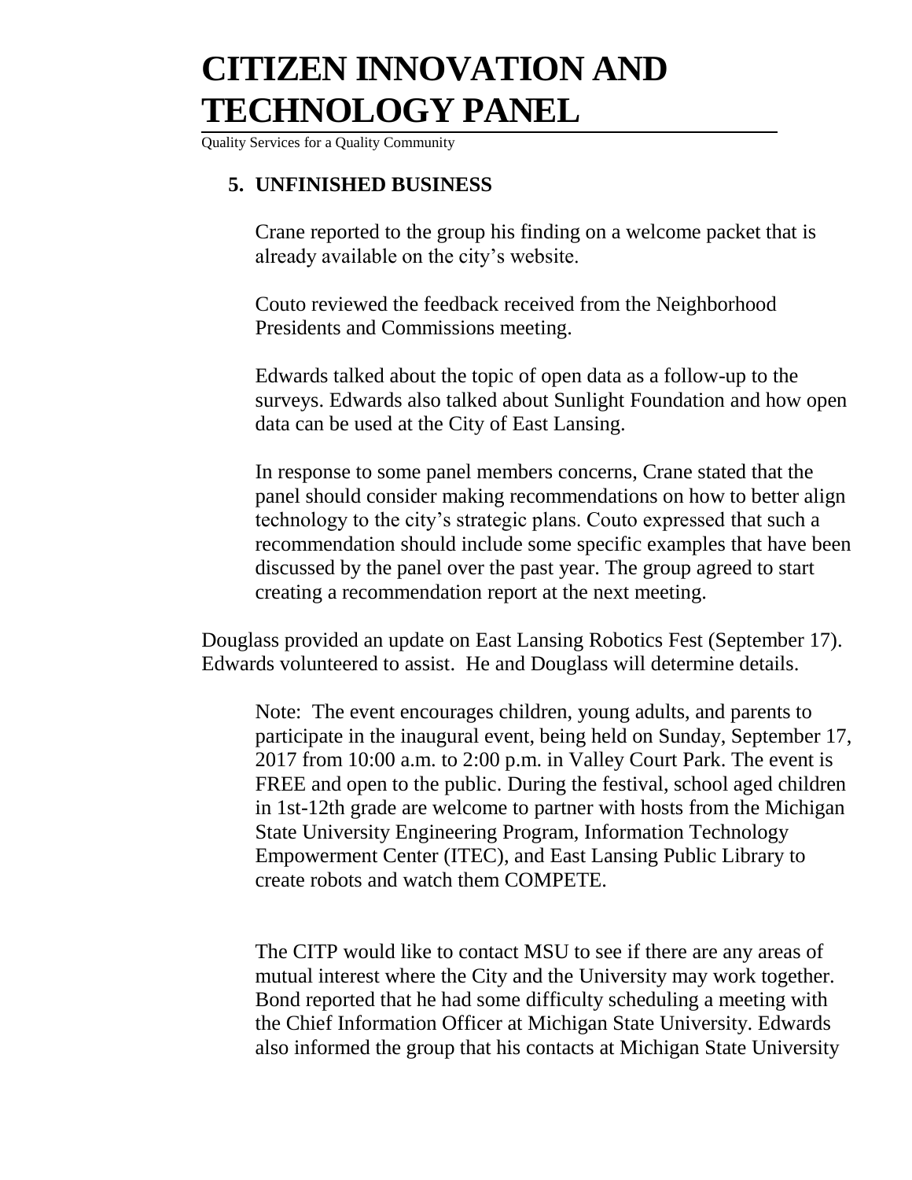# CITIZEN INNOVATION AND TECHNOLOGY PANEL

Quality Services for a Quality Community

## 5. UNFINISHED BUSINESS

Crane reported to the group his finding on a welcome packet that is already available on the city's website.

Couto reviewed the feedback received from the Neighborhood Presidents and Commissions meeting.

Edwards talked about the topic of open data as a follow-up to the surveys. Edwards also talked about Sunlight Foundation and how open data can be used at the City of East Lansing.

In response to some panel members concerns, Crane stated that the panel should consider making recommendations on how to better align technology to the city's strategic plans. Couto expressed that such a recommendation should include some specific examples that have been discussed by the panel over the past year. The group agreed to start creating a recommendation report at the next meeting.

Douglass provided an update on East Lansing Robotics Fest (September 17). Edwards volunteered to assist. He and Douglass will determine details.

Note: The event encourages children, young adults, and parents to participate in the inaugural event, being held on Sunday, September 17, 2017 from 10:00 a.m. to 2:00 p.m. in Valley Court Park. The event is FREE and open to the public. During the festival, school aged children in 1st-12th grade are welcome to partner with hosts from the Michigan State University Engineering Program, Information Technology Empowerment Center (ITEC), and East Lansing Public Library to create robots and watch them COMPETE.

The CITP would like to contact MSU to see if there are any areas of mutual interest where the City and the University may work together. Bond reported that he had some difficulty scheduling a meeting with the Chief Information Officer at Michigan State University. Edwards also informed the group that his contacts at Michigan State University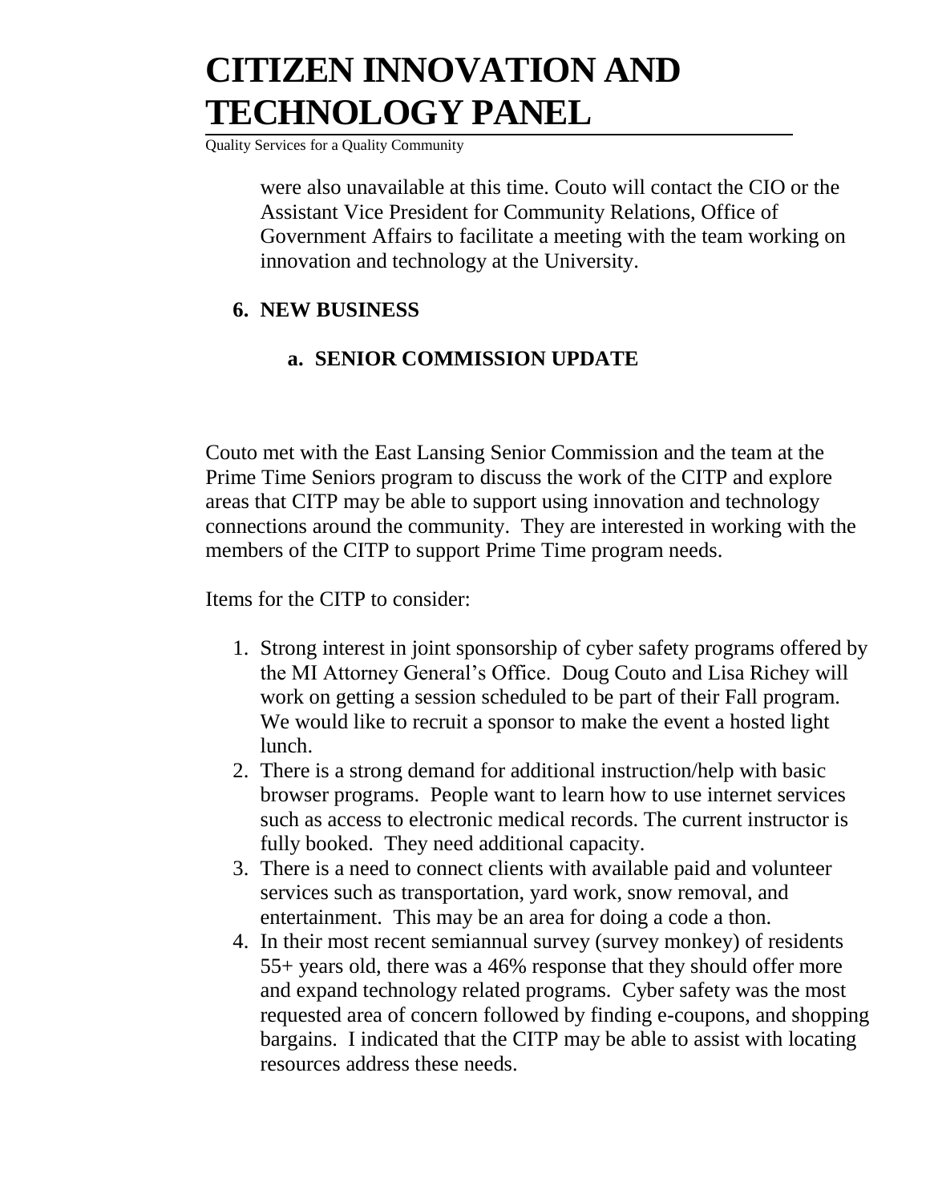were also unavailable at this time. Couto will contact the CIO or the Assistant Vice President for Community Relations, Office of Government Affairs to facilitate a meeting with the team working on innovation and technology at the University.

## 6. NEW BUSINESS

### a. SENIOR COMMISSION UPDATE

Couto met with the East Lansing Senior Commission and the team at the Prime Time Seniors program to discuss the work of the CITP and explore areas that CITP may be able to support using innovation and technology connections around the community. They are interested in working with the members of the CITP to support Prime Time program needs.

Items for the CITP to consider:

1. Strong interest in joint sponsorship of cyber safety programs offered by the MI Attorney General's Office. Doug Couto and Lisa Richey will work on getting a session scheduled to be part of their Fall program. We would like to recruit a sponsor to make the event a hosted light lunch.
2. There is a strong demand for additional instruction/help with basic browser programs. People want to learn how to use internet services such as access to electronic medical records. The current instructor is fully booked. They need additional capacity.
3. There is a need to connect clients with available paid and volunteer services such as transportation, yard work, snow removal, and entertainment. This may be an area for doing a code a thon.
4. In their most recent semiannual survey (survey monkey) of residents 55+ years old, there was a 46% response that they should offer more and expand technology related programs. Cyber safety was the most requested area of concern followed by finding e-coupons, and shopping bargains. I indicated that the CITP may be able to assist with locating resources address these needs.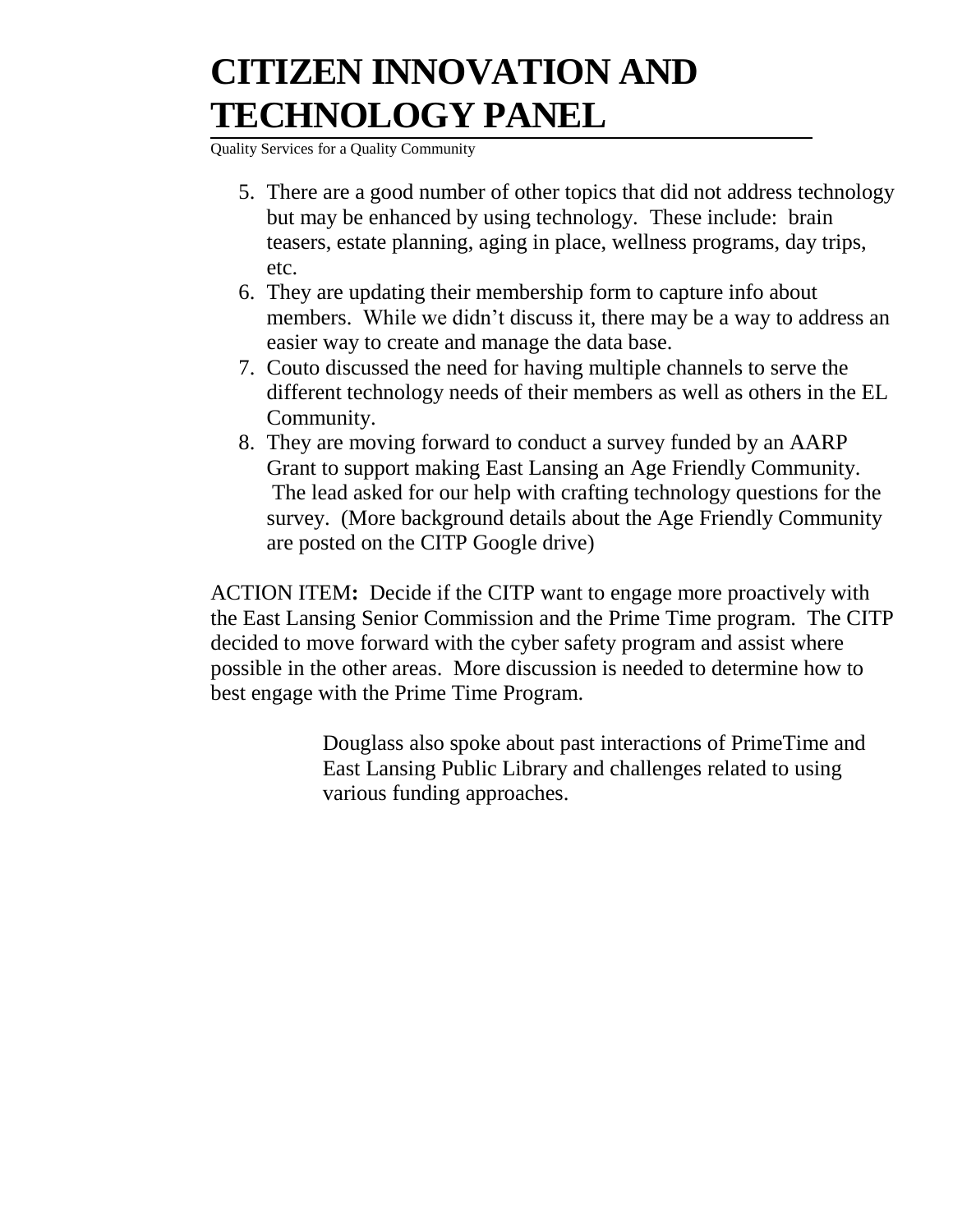5. There are a good number of other topics that did not address technology but may be enhanced by using technology. These include: brain teasers, estate planning, aging in place, wellness programs, day trips, etc.
6. They are updating their membership form to capture info about members. While we didn't discuss it, there may be a way to address an easier way to create and manage the data base.
7. Couto discussed the need for having multiple channels to serve the different technology needs of their members as well as others in the EL Community.
8. They are moving forward to conduct a survey funded by an AARP Grant to support making East Lansing an Age Friendly Community. The lead asked for our help with crafting technology questions for the survey. (More background details about the Age Friendly Community are posted on the CITP Google drive)

ACTION ITEM**:** Decide if the CITP want to engage more proactively with the East Lansing Senior Commission and the Prime Time program. The CITP decided to move forward with the cyber safety program and assist where possible in the other areas. More discussion is needed to determine how to best engage with the Prime Time Program.

Douglass also spoke about past interactions of PrimeTime and East Lansing Public Library and challenges related to using various funding approaches.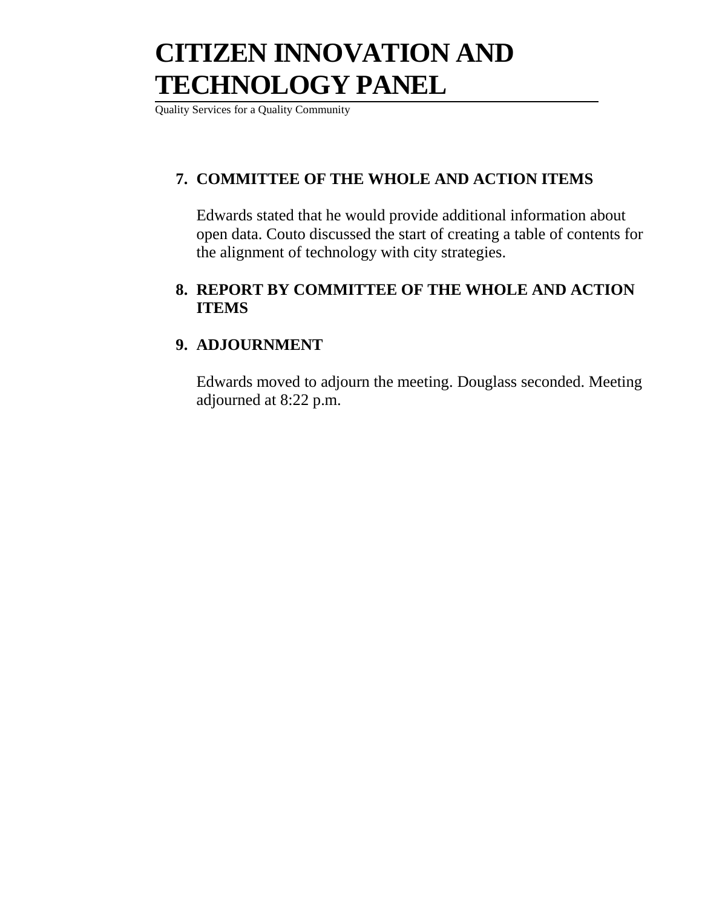# CITIZEN INNOVATION AND TECHNOLOGY PANEL

Quality Services for a Quality Community

7. **COMMITTEE OF THE WHOLE AND ACTION ITEMS**

   Edwards stated that he would provide additional information about open data. Couto discussed the start of creating a table of contents for the alignment of technology with city strategies.

8. **REPORT BY COMMITTEE OF THE WHOLE AND ACTION ITEMS**

9. **ADJOURNMENT**

   Edwards moved to adjourn the meeting. Douglass seconded. Meeting adjourned at 8:22 p.m.